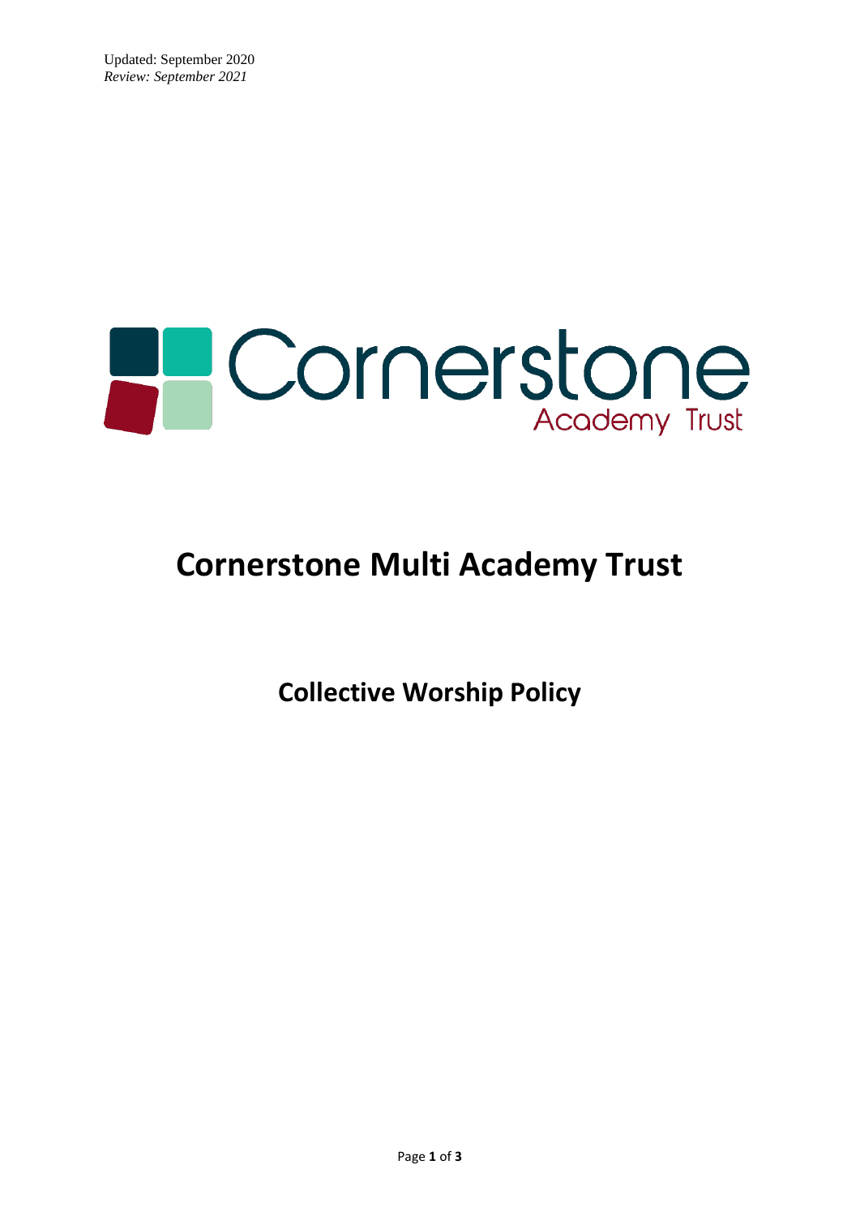Updated: September 2020
*Review: September 2021*

Cornerstone Academy Trust

# Cornerstone Multi Academy Trust

## Collective Worship Policy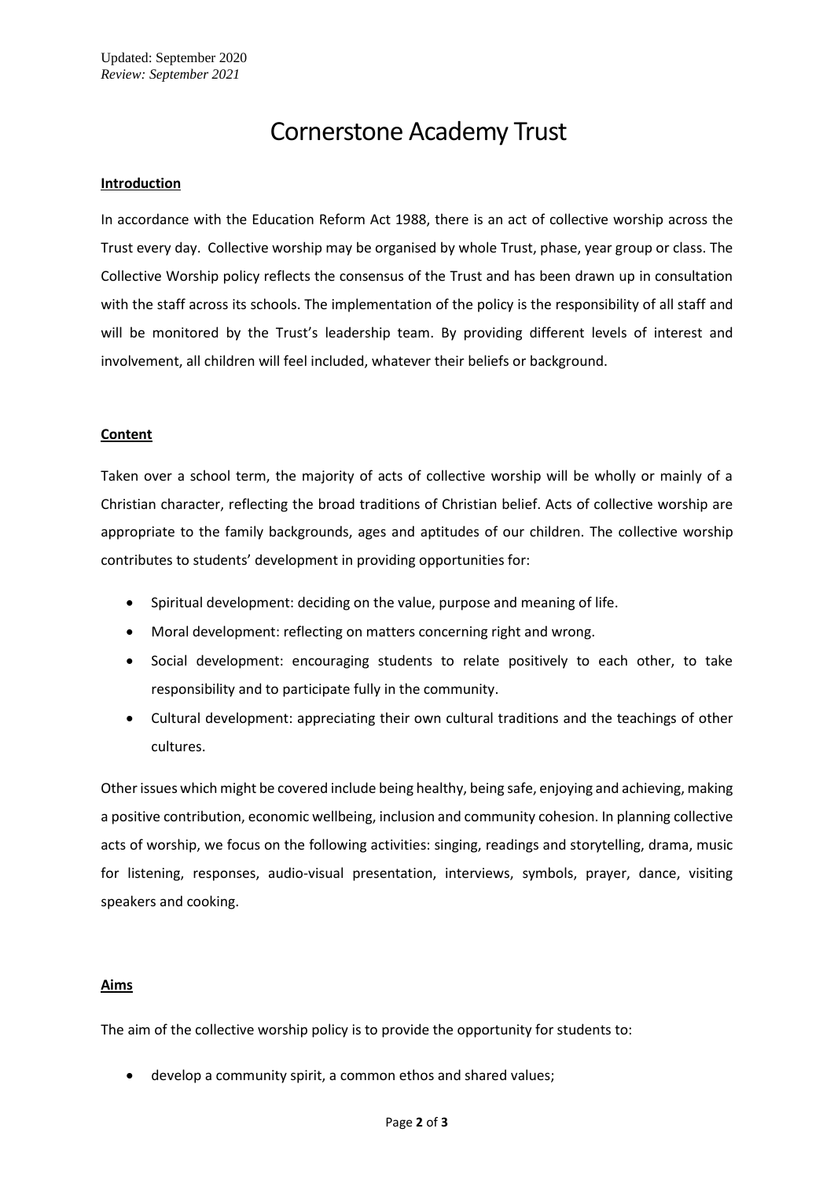Updated: September 2020
*Review: September 2021*

# Cornerstone Academy Trust

**Introduction**

In accordance with the Education Reform Act 1988, there is an act of collective worship across the Trust every day. Collective worship may be organised by whole Trust, phase, year group or class. The Collective Worship policy reflects the consensus of the Trust and has been drawn up in consultation with the staff across its schools. The implementation of the policy is the responsibility of all staff and will be monitored by the Trust's leadership team. By providing different levels of interest and involvement, all children will feel included, whatever their beliefs or background.

**Content**

Taken over a school term, the majority of acts of collective worship will be wholly or mainly of a Christian character, reflecting the broad traditions of Christian belief. Acts of collective worship are appropriate to the family backgrounds, ages and aptitudes of our children. The collective worship contributes to students' development in providing opportunities for:

- Spiritual development: deciding on the value, purpose and meaning of life.
- Moral development: reflecting on matters concerning right and wrong.
- Social development: encouraging students to relate positively to each other, to take responsibility and to participate fully in the community.
- Cultural development: appreciating their own cultural traditions and the teachings of other cultures.

Other issues which might be covered include being healthy, being safe, enjoying and achieving, making a positive contribution, economic wellbeing, inclusion and community cohesion. In planning collective acts of worship, we focus on the following activities: singing, readings and storytelling, drama, music for listening, responses, audio-visual presentation, interviews, symbols, prayer, dance, visiting speakers and cooking.

**Aims**

The aim of the collective worship policy is to provide the opportunity for students to:

- develop a community spirit, a common ethos and shared values;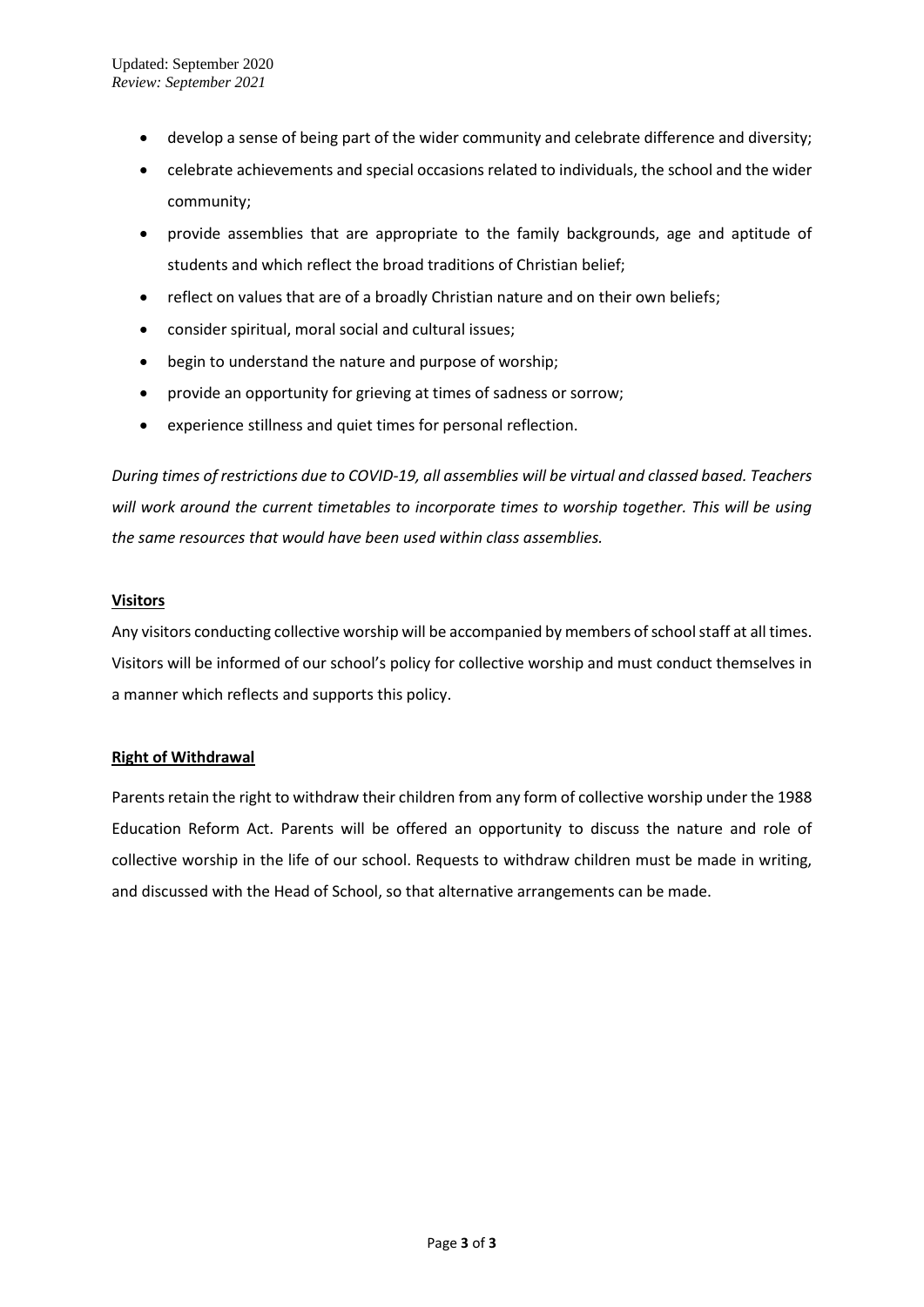- develop a sense of being part of the wider community and celebrate difference and diversity;
- celebrate achievements and special occasions related to individuals, the school and the wider community;
- provide assemblies that are appropriate to the family backgrounds, age and aptitude of students and which reflect the broad traditions of Christian belief;
- reflect on values that are of a broadly Christian nature and on their own beliefs;
- consider spiritual, moral social and cultural issues;
- begin to understand the nature and purpose of worship;
- provide an opportunity for grieving at times of sadness or sorrow;
- experience stillness and quiet times for personal reflection.

*During times of restrictions due to COVID-19, all assemblies will be virtual and classed based. Teachers will work around the current timetables to incorporate times to worship together. This will be using the same resources that would have been used within class assemblies.*

**Visitors**

Any visitors conducting collective worship will be accompanied by members of school staff at all times. Visitors will be informed of our school's policy for collective worship and must conduct themselves in a manner which reflects and supports this policy.

**Right of Withdrawal**

Parents retain the right to withdraw their children from any form of collective worship under the 1988 Education Reform Act. Parents will be offered an opportunity to discuss the nature and role of collective worship in the life of our school. Requests to withdraw children must be made in writing, and discussed with the Head of School, so that alternative arrangements can be made.